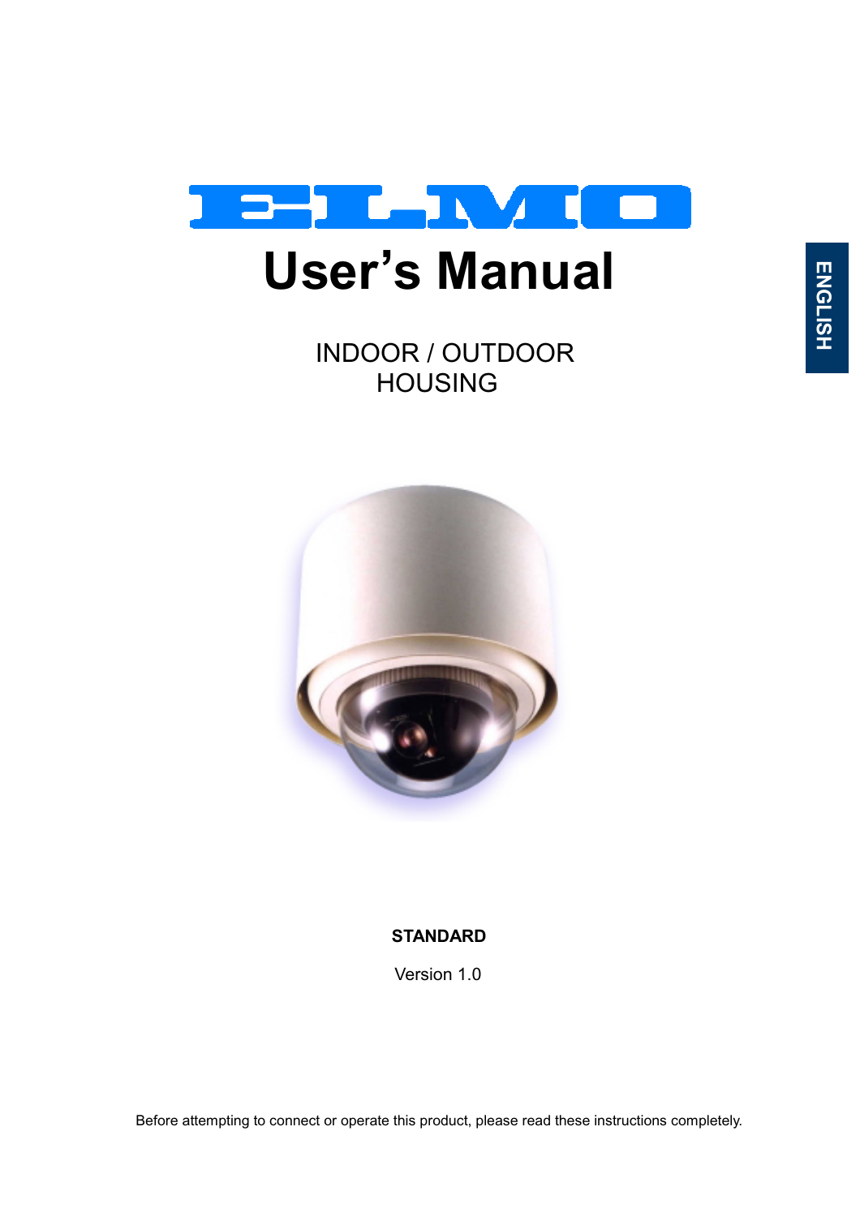ELMO

# User's Manual

INDOOR / OUTDOOR
HOUSING

ENGLISH

**STANDARD**

Version 1.0

Before attempting to connect or operate this product, please read these instructions completely.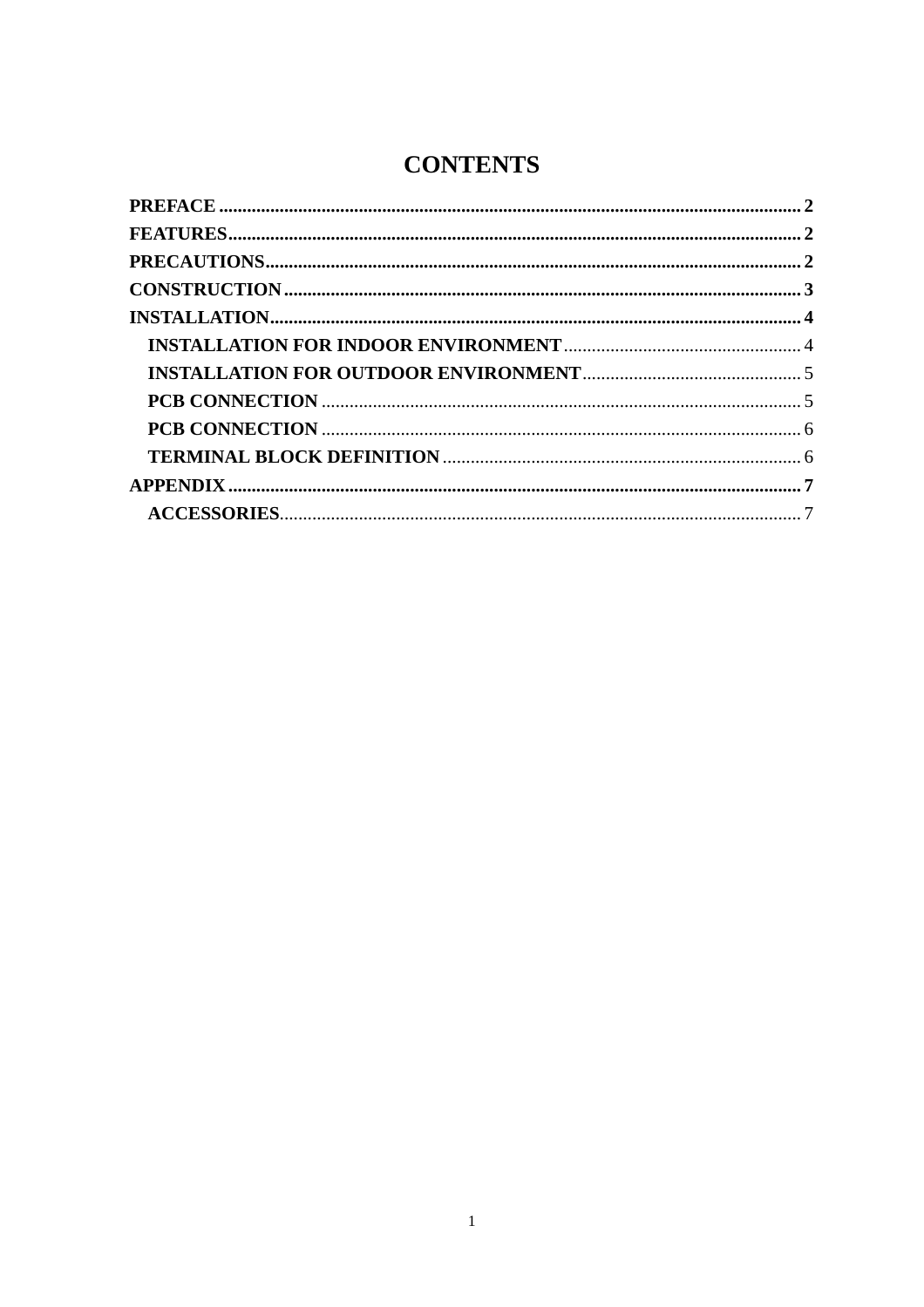# CONTENTS

**PREFACE** .......... **2**

**FEATURES** .......... **2**

**PRECAUTIONS** .......... **2**

**CONSTRUCTION** .......... **3**

**INSTALLATION** .......... **4**

- **INSTALLATION FOR INDOOR ENVIRONMENT** .......... 4
- **INSTALLATION FOR OUTDOOR ENVIRONMENT** .......... 5
- **PCB CONNECTION** .......... 5
- **PCB CONNECTION** .......... 6
- **TERMINAL BLOCK DEFINITION** .......... 6

**APPENDIX** .......... **7**

- **ACCESSORIES** .......... 7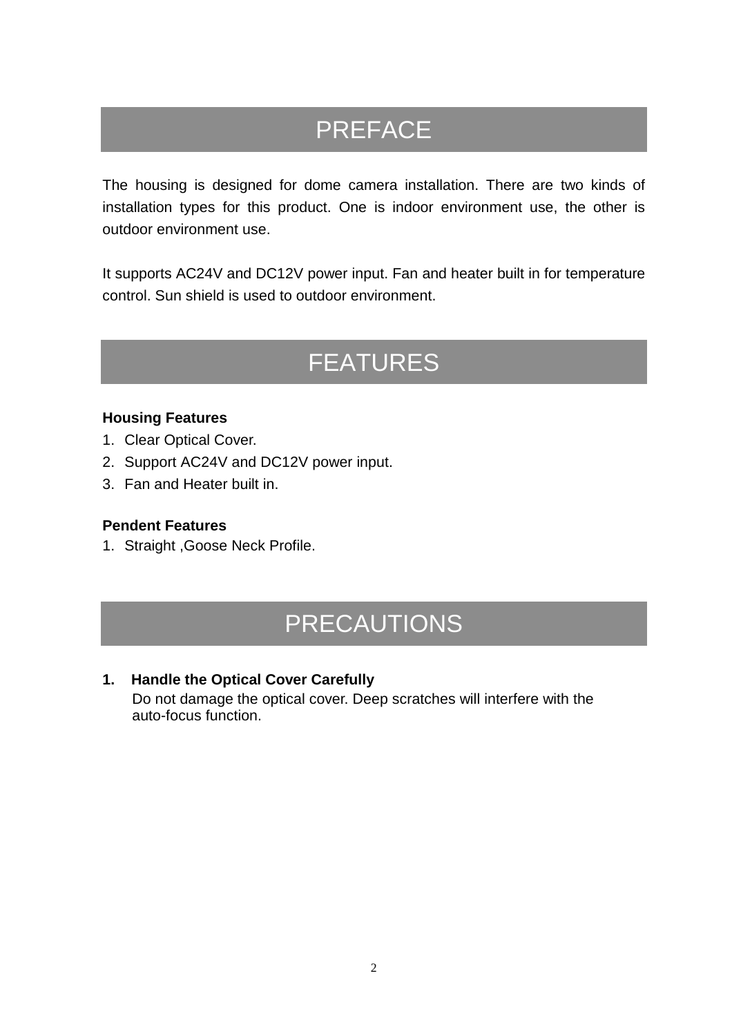# PREFACE

The housing is designed for dome camera installation. There are two kinds of installation types for this product. One is indoor environment use, the other is outdoor environment use.

It supports AC24V and DC12V power input. Fan and heater built in for temperature control. Sun shield is used to outdoor environment.

# FEATURES

**Housing Features**

1. Clear Optical Cover.
2. Support AC24V and DC12V power input.
3. Fan and Heater built in.

**Pendent Features**

1. Straight ,Goose Neck Profile.

# PRECAUTIONS

1. **Handle the Optical Cover Carefully**

   Do not damage the optical cover. Deep scratches will interfere with the auto-focus function.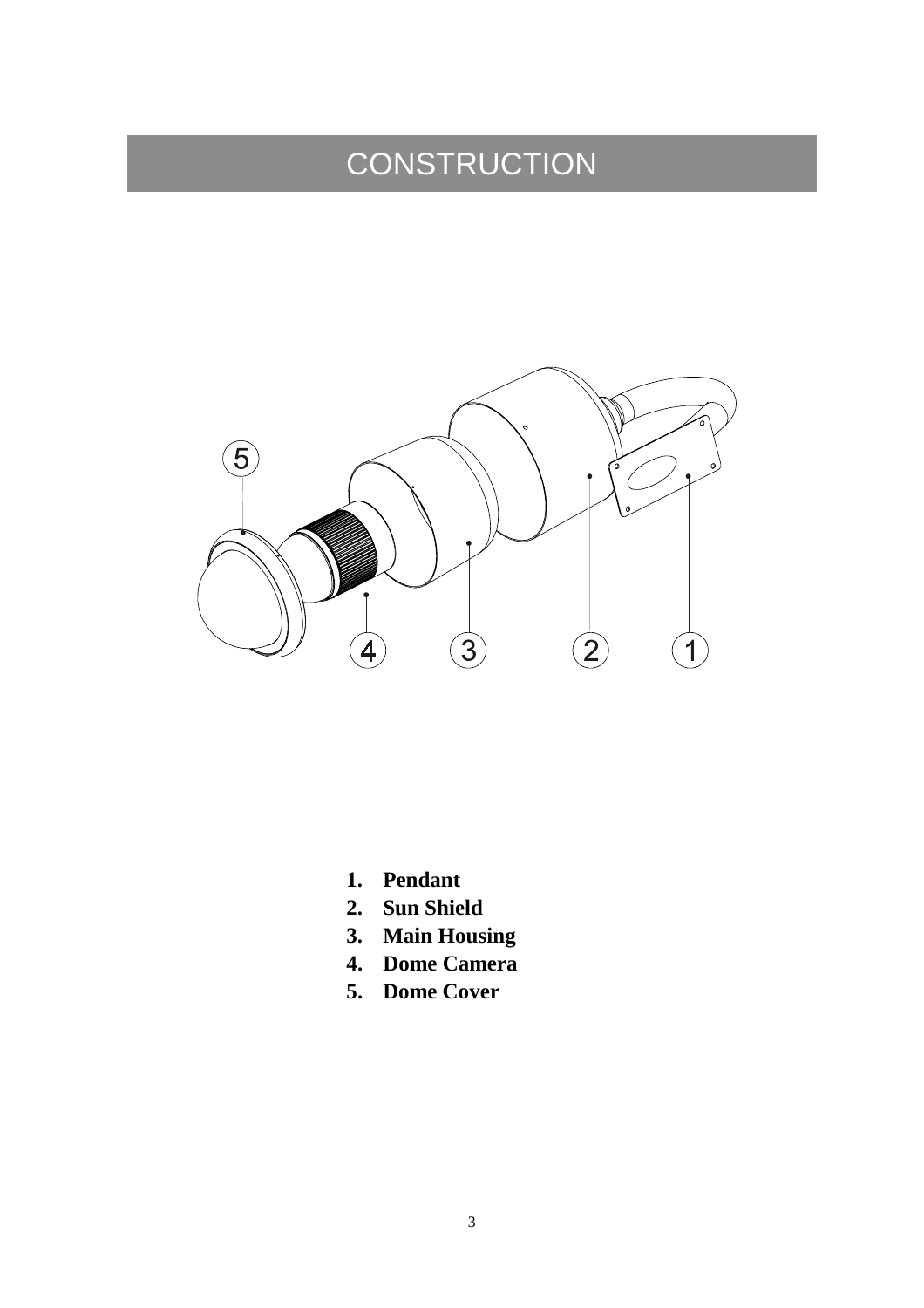# CONSTRUCTION

1. **Pendant**
2. **Sun Shield**
3. **Main Housing**
4. **Dome Camera**
5. **Dome Cover**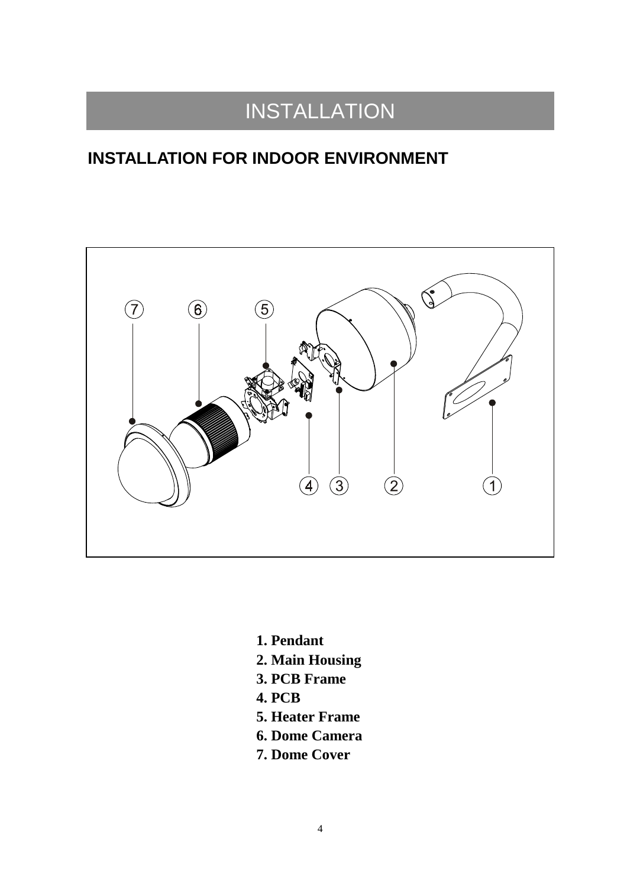# INSTALLATION

## INSTALLATION FOR INDOOR ENVIRONMENT

1. **Pendant**
2. **Main Housing**
3. **PCB Frame**
4. **PCB**
5. **Heater Frame**
6. **Dome Camera**
7. **Dome Cover**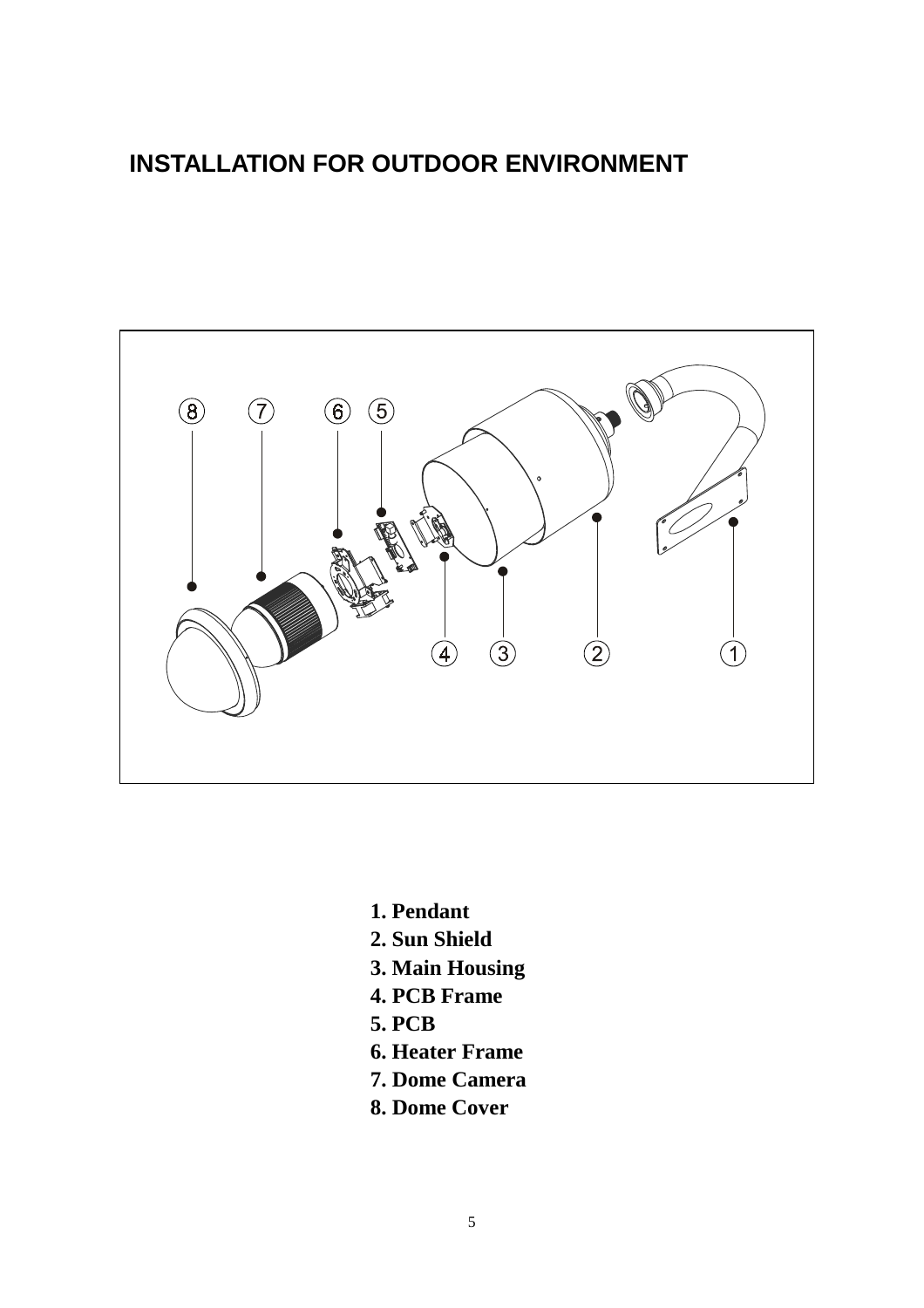## INSTALLATION FOR OUTDOOR ENVIRONMENT

1. **Pendant**
2. **Sun Shield**
3. **Main Housing**
4. **PCB Frame**
5. **PCB**
6. **Heater Frame**
7. **Dome Camera**
8. **Dome Cover**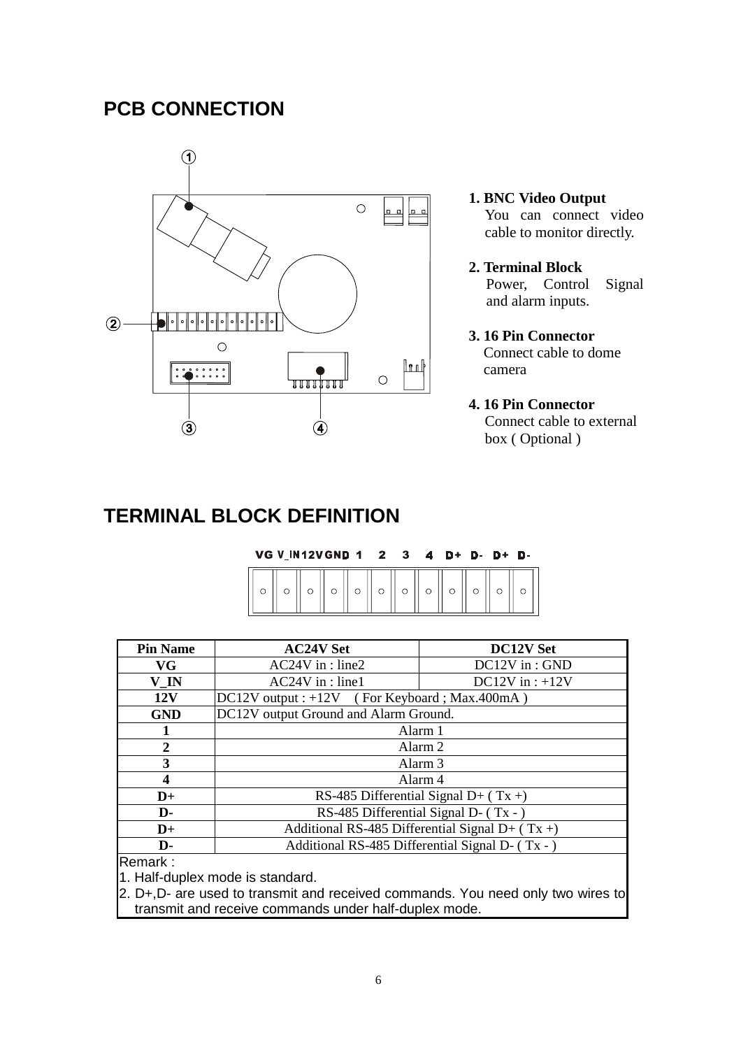## PCB CONNECTION

1. **BNC Video Output**
   You can connect video cable to monitor directly.

2. **Terminal Block**
   Power, Control Signal and alarm inputs.

3. **16 Pin Connector**
   Connect cable to dome camera

4. **16 Pin Connector**
   Connect cable to external box ( Optional )

## TERMINAL BLOCK DEFINITION

VG V_IN 12V GND 1 2 3 4 D+ D- D+ D-

| Pin Name | AC24V Set | DC12V Set |
|---|---|---|
| **VG** | AC24V in : line2 | DC12V in : GND |
| **V_IN** | AC24V in : line1 | DC12V in : +12V |
| **12V** | DC12V output : +12V ( For Keyboard ; Max.400mA ) | |
| **GND** | DC12V output Ground and Alarm Ground. | |
| **1** | Alarm 1 | |
| **2** | Alarm 2 | |
| **3** | Alarm 3 | |
| **4** | Alarm 4 | |
| **D+** | RS-485 Differential Signal D+ ( Tx +) | |
| **D-** | RS-485 Differential Signal D- ( Tx - ) | |
| **D+** | Additional RS-485 Differential Signal D+ ( Tx +) | |
| **D-** | Additional RS-485 Differential Signal D- ( Tx - ) | |

Remark :

1. Half-duplex mode is standard.
2. D+,D- are used to transmit and received commands. You need only two wires to transmit and receive commands under half-duplex mode.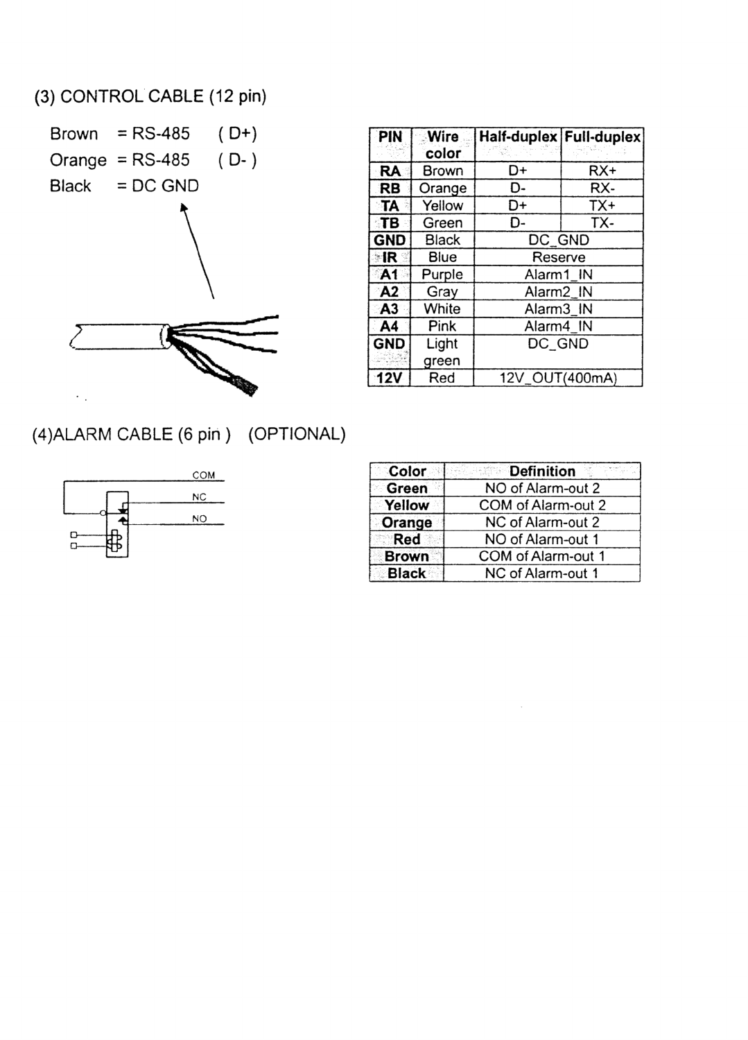(3) CONTROL CABLE (12 pin)

Brown = RS-485 ( D+)
Orange = RS-485 ( D- )
Black = DC GND

| PIN | Wire color | Half-duplex | Full-duplex |
|---|---|---|---|
| RA | Brown | D+ | RX+ |
| RB | Orange | D- | RX- |
| TA | Yellow | D+ | TX+ |
| TB | Green | D- | TX- |
| GND | Black | DC_GND | |
| IR | Blue | Reserve | |
| A1 | Purple | Alarm1_IN | |
| A2 | Gray | Alarm2_IN | |
| A3 | White | Alarm3_IN | |
| A4 | Pink | Alarm4_IN | |
| GND | Light green | DC_GND | |
| 12V | Red | 12V_OUT(400mA) | |

(4)ALARM CABLE (6 pin ) (OPTIONAL)

COM
NC
NO

| Color | Definition |
|---|---|
| Green | NO of Alarm-out 2 |
| Yellow | COM of Alarm-out 2 |
| Orange | NC of Alarm-out 2 |
| Red | NO of Alarm-out 1 |
| Brown | COM of Alarm-out 1 |
| Black | NC of Alarm-out 1 |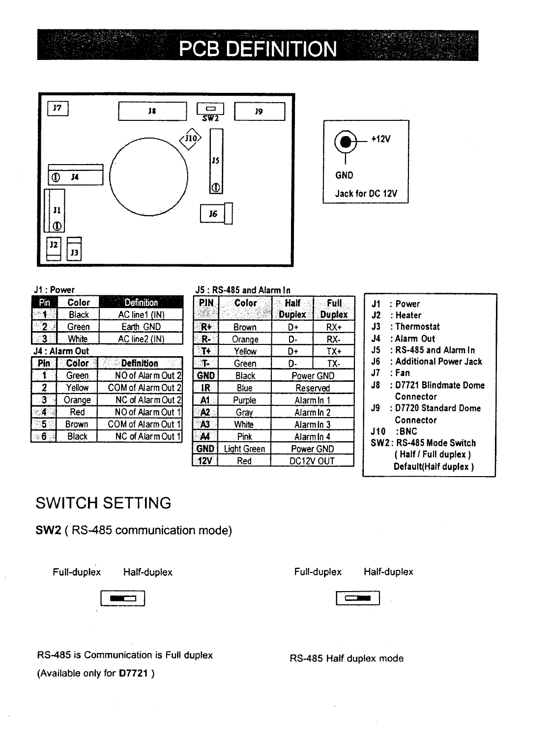# PCB DEFINITION

+12V

GND

Jack for DC 12V

J1 : Power

| Pin | Color | Definition |
|---|---|---|
| 1 | Black | AC line1 (IN) |
| 2 | Green | Earth GND |
| 3 | White | AC line2 (IN) |

J4 : Alarm Out

| Pin | Color | Definition |
|---|---|---|
| 1 | Green | NO of Alarm Out 2 |
| 2 | Yellow | COM of Alarm Out 2 |
| 3 | Orange | NC of Alarm Out 2 |
| 4 | Red | NO of Alarm Out 1 |
| 5 | Brown | COM of Alarm Out 1 |
| 6 | Black | NC of Alarm Out 1 |

J5 : RS-485 and Alarm In

| PIN | Color | Half Duplex | Full Duplex |
|---|---|---|---|
| R+ | Brown | D+ | RX+ |
| R- | Orange | D- | RX- |
| T+ | Yellow | D+ | TX+ |
| T- | Green | D- | TX- |
| GND | Black | Power GND | |
| IR | Blue | Reserved | |
| A1 | Purple | Alarm In 1 | |
| A2 | Gray | Alarm In 2 | |
| A3 | White | Alarm In 3 | |
| A4 | Pink | Alarm In 4 | |
| GND | Light Green | Power GND | |
| 12V | Red | DC12V OUT | |

- J1 : Power
- J2 : Heater
- J3 : Thermostat
- J4 : Alarm Out
- J5 : RS-485 and Alarm In
- J6 : Additional Power Jack
- J7 : Fan
- J8 : D7721 Blindmate Dome Connector
- J9 : D7720 Standard Dome Connector
- J10 : BNC
- SW2 : RS-485 Mode Switch ( Half / Full duplex ) Default(Half duplex )

# SWITCH SETTING

## SW2 ( RS-485 communication mode)

Full-duplex Half-duplex

RS-485 is Communication is Full duplex

(Available only for **D7721** )

Full-duplex Half-duplex

RS-485 Half duplex mode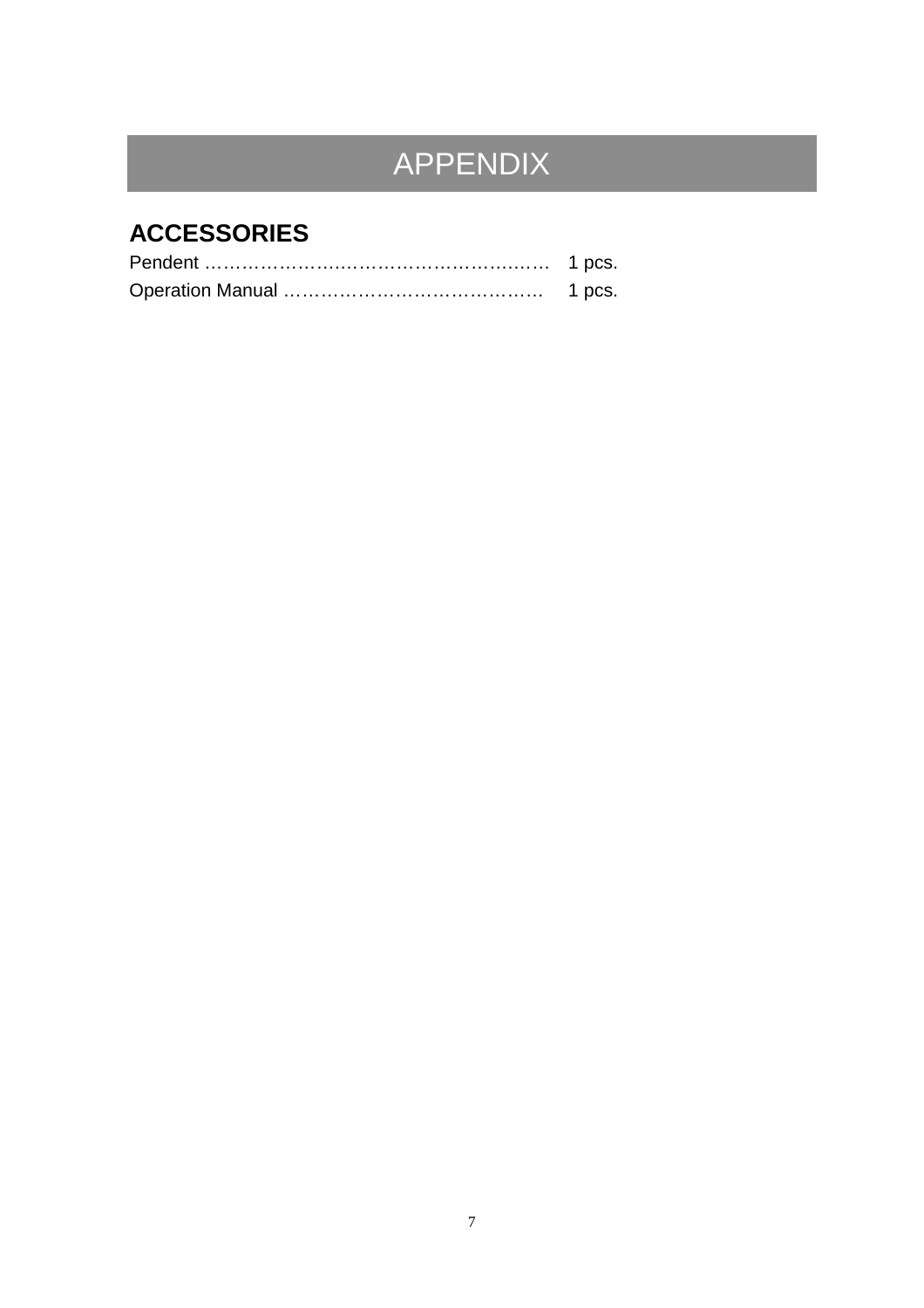# APPENDIX

## ACCESSORIES

Pendent ………………….………………………..…… 1 pcs.
Operation Manual …………………………………… 1 pcs.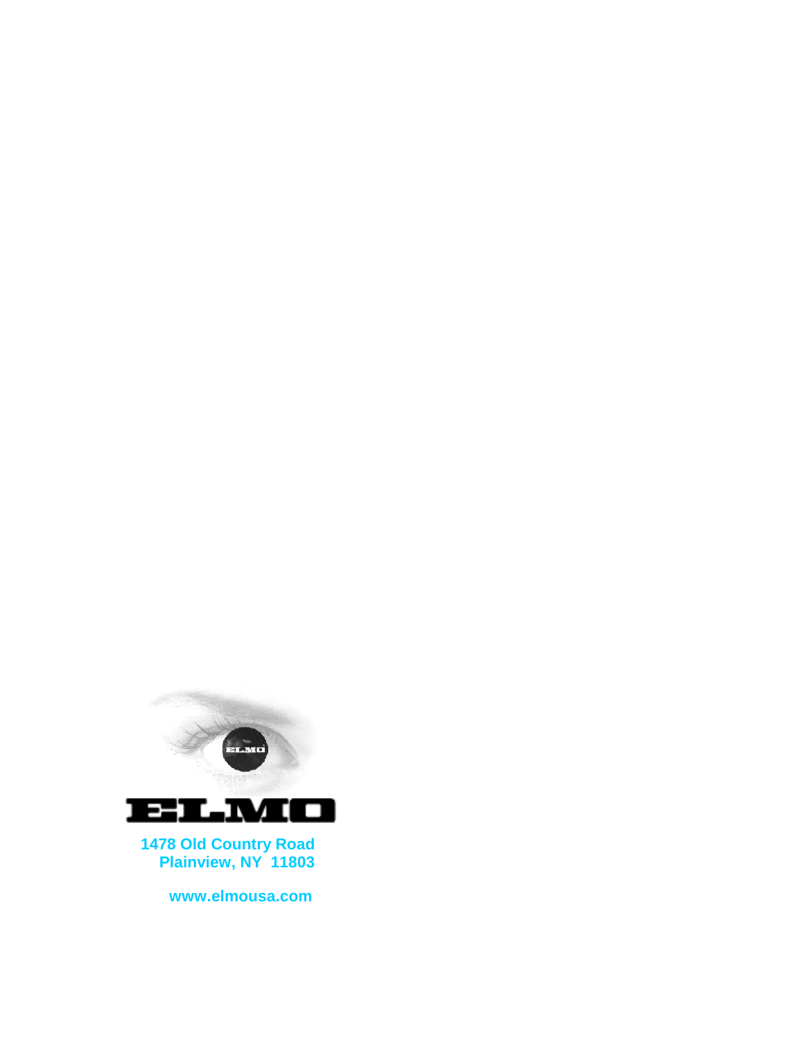ELMO

1478 Old Country Road
Plainview, NY 11803

www.elmousa.com